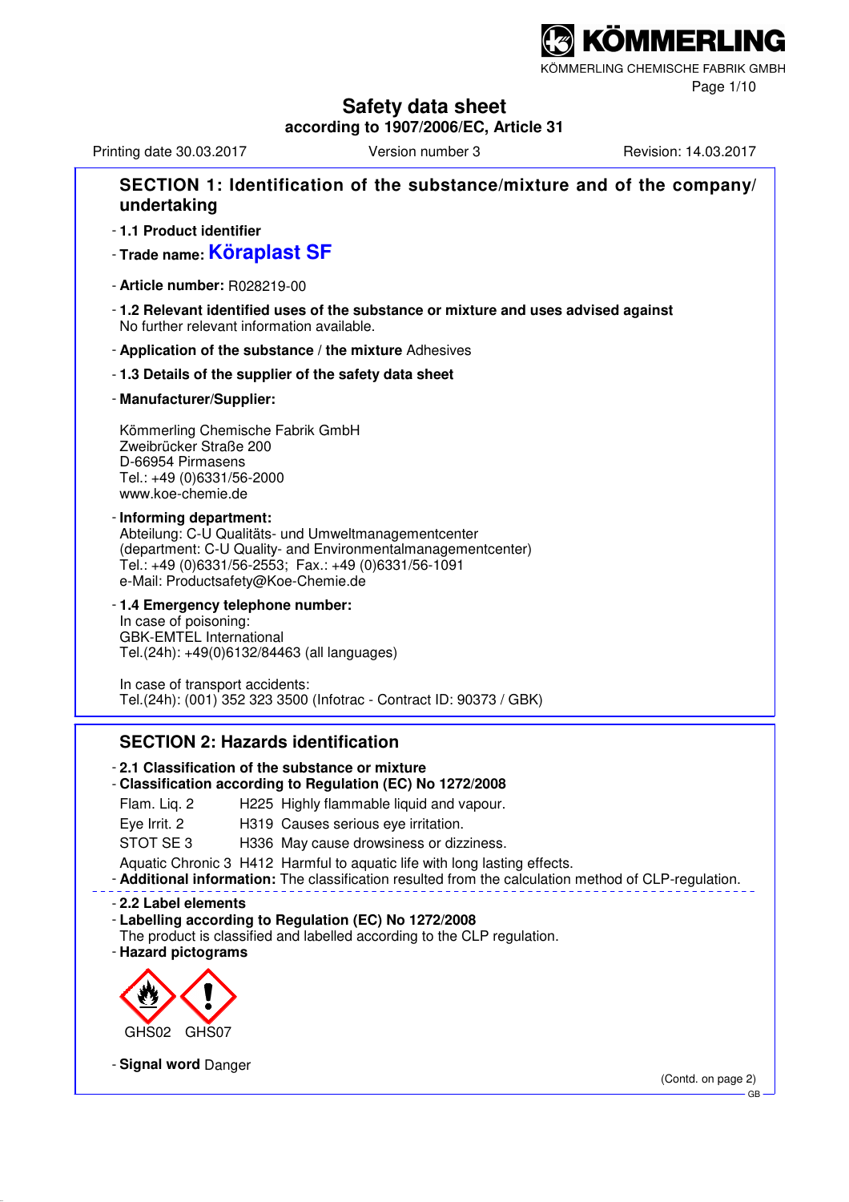KÖMMERLING

KÖMMERLING CHEMISCHE FABRIK GMBH

# Safety data sheet

**according to 1907/2006/EC, Article 31**

Printing date 30.03.2017 Version number 3 Revision: 14.03.2017

## SECTION 1: Identification of the substance/mixture and of the company/undertaking

- **1.1 Product identifier**
- **Trade name: Köraplast SF**
- **Article number:** R028219-00
- **1.2 Relevant identified uses of the substance or mixture and uses advised against**
  No further relevant information available.
- **Application of the substance / the mixture** Adhesives
- **1.3 Details of the supplier of the safety data sheet**
- **Manufacturer/Supplier:**

  Kömmerling Chemische Fabrik GmbH
  Zweibrücker Straße 200
  D-66954 Pirmasens
  Tel.: +49 (0)6331/56-2000
  www.koe-chemie.de

- **Informing department:**
  Abteilung: C-U Qualitäts- und Umweltmanagementcenter
  (department: C-U Quality- and Environmentalmanagementcenter)
  Tel.: +49 (0)6331/56-2553; Fax.: +49 (0)6331/56-1091
  e-Mail: Productsafety@Koe-Chemie.de
- **1.4 Emergency telephone number:**
  In case of poisoning:
  GBK-EMTEL International
  Tel.(24h): +49(0)6132/84463 (all languages)

  In case of transport accidents:
  Tel.(24h): (001) 352 323 3500 (Infotrac - Contract ID: 90373 / GBK)

## SECTION 2: Hazards identification

- **2.1 Classification of the substance or mixture**
- **Classification according to Regulation (EC) No 1272/2008**

| | | |
|---|---|---|
| Flam. Liq. 2 | H225 | Highly flammable liquid and vapour. |
| Eye Irrit. 2 | H319 | Causes serious eye irritation. |
| STOT SE 3 | H336 | May cause drowsiness or dizziness. |
| Aquatic Chronic 3 | H412 | Harmful to aquatic life with long lasting effects. |

- **Additional information:** The classification resulted from the calculation method of CLP-regulation.

- **2.2 Label elements**
- **Labelling according to Regulation (EC) No 1272/2008**
  The product is classified and labelled according to the CLP regulation.
- **Hazard pictograms**

  GHS02 GHS07

- **Signal word** Danger

(Contd. on page 2)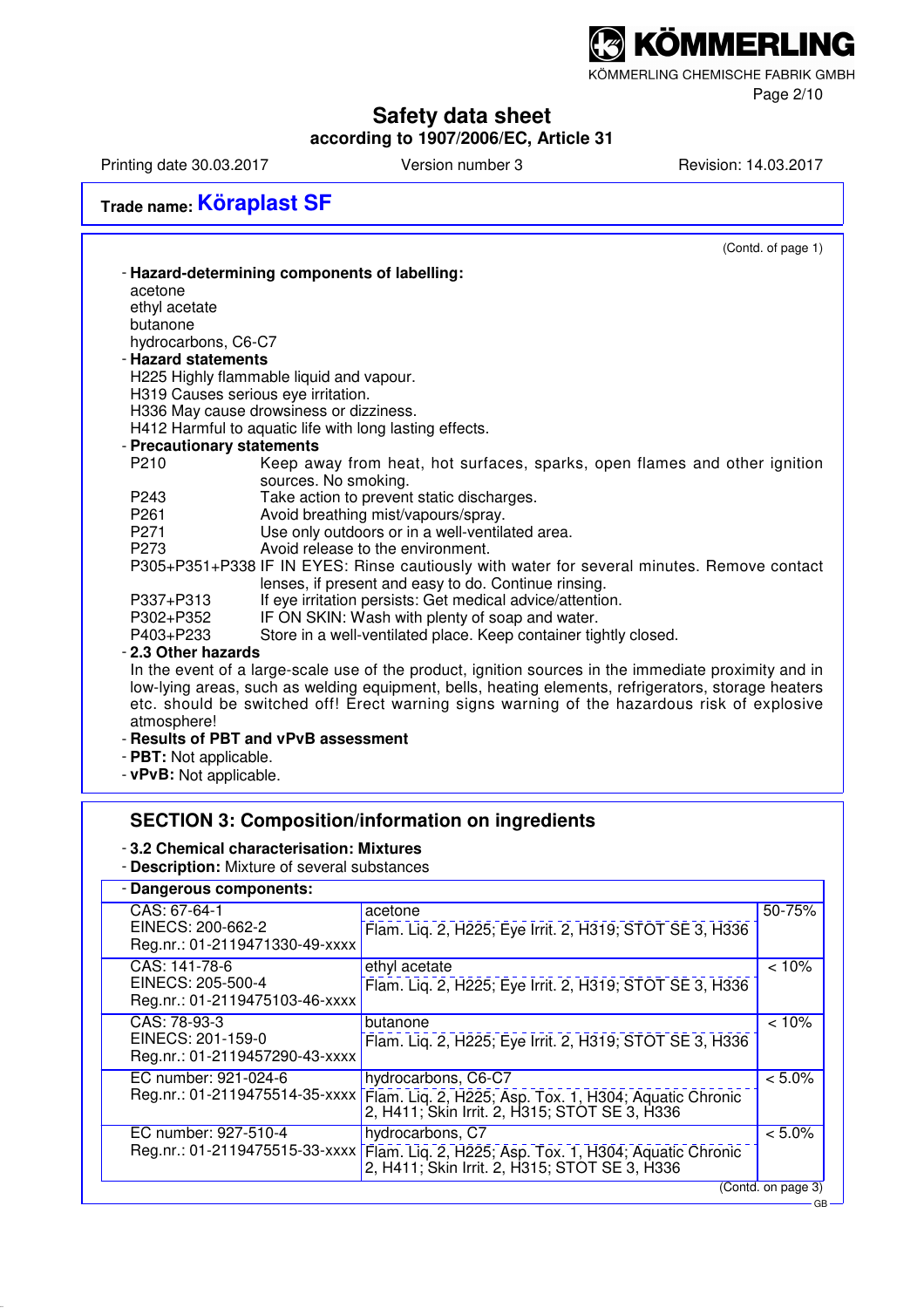**Trade name: Köraplast SF**

(Contd. of page 1)

- **Hazard-determining components of labelling:**
  acetone
  ethyl acetate
  butanone
  hydrocarbons, C6-C7
- **Hazard statements**
  H225 Highly flammable liquid and vapour.
  H319 Causes serious eye irritation.
  H336 May cause drowsiness or dizziness.
  H412 Harmful to aquatic life with long lasting effects.
- **Precautionary statements**

| | |
|---|---|
| P210 | Keep away from heat, hot surfaces, sparks, open flames and other ignition sources. No smoking. |
| P243 | Take action to prevent static discharges. |
| P261 | Avoid breathing mist/vapours/spray. |
| P271 | Use only outdoors or in a well-ventilated area. |
| P273 | Avoid release to the environment. |
| P305+P351+P338 | IF IN EYES: Rinse cautiously with water for several minutes. Remove contact lenses, if present and easy to do. Continue rinsing. |
| P337+P313 | If eye irritation persists: Get medical advice/attention. |
| P302+P352 | IF ON SKIN: Wash with plenty of soap and water. |
| P403+P233 | Store in a well-ventilated place. Keep container tightly closed. |

- **2.3 Other hazards**
  In the event of a large-scale use of the product, ignition sources in the immediate proximity and in low-lying areas, such as welding equipment, bells, heating elements, refrigerators, storage heaters etc. should be switched off! Erect warning signs warning of the hazardous risk of explosive atmosphere!
- **Results of PBT and vPvB assessment**
- **PBT:** Not applicable.
- **vPvB:** Not applicable.

## SECTION 3: Composition/information on ingredients

- **3.2 Chemical characterisation: Mixtures**
- **Description:** Mixture of several substances

| - Dangerous components: | | |
|---|---|---|
| CAS: 67-64-1<br>EINECS: 200-662-2<br>Reg.nr.: 01-2119471330-49-xxxx | acetone<br>Flam. Liq. 2, H225; Eye Irrit. 2, H319; STOT SE 3, H336 | 50-75% |
| CAS: 141-78-6<br>EINECS: 205-500-4<br>Reg.nr.: 01-2119475103-46-xxxx | ethyl acetate<br>Flam. Liq. 2, H225; Eye Irrit. 2, H319; STOT SE 3, H336 | < 10% |
| CAS: 78-93-3<br>EINECS: 201-159-0<br>Reg.nr.: 01-2119457290-43-xxxx | butanone<br>Flam. Liq. 2, H225; Eye Irrit. 2, H319; STOT SE 3, H336 | < 10% |
| EC number: 921-024-6<br>Reg.nr.: 01-2119475514-35-xxxx | hydrocarbons, C6-C7<br>Flam. Liq. 2, H225; Asp. Tox. 1, H304; Aquatic Chronic 2, H411; Skin Irrit. 2, H315; STOT SE 3, H336 | < 5.0% |
| EC number: 927-510-4<br>Reg.nr.: 01-2119475515-33-xxxx | hydrocarbons, C7<br>Flam. Liq. 2, H225; Asp. Tox. 1, H304; Aquatic Chronic 2, H411; Skin Irrit. 2, H315; STOT SE 3, H336 | < 5.0% |

(Contd. on page 3)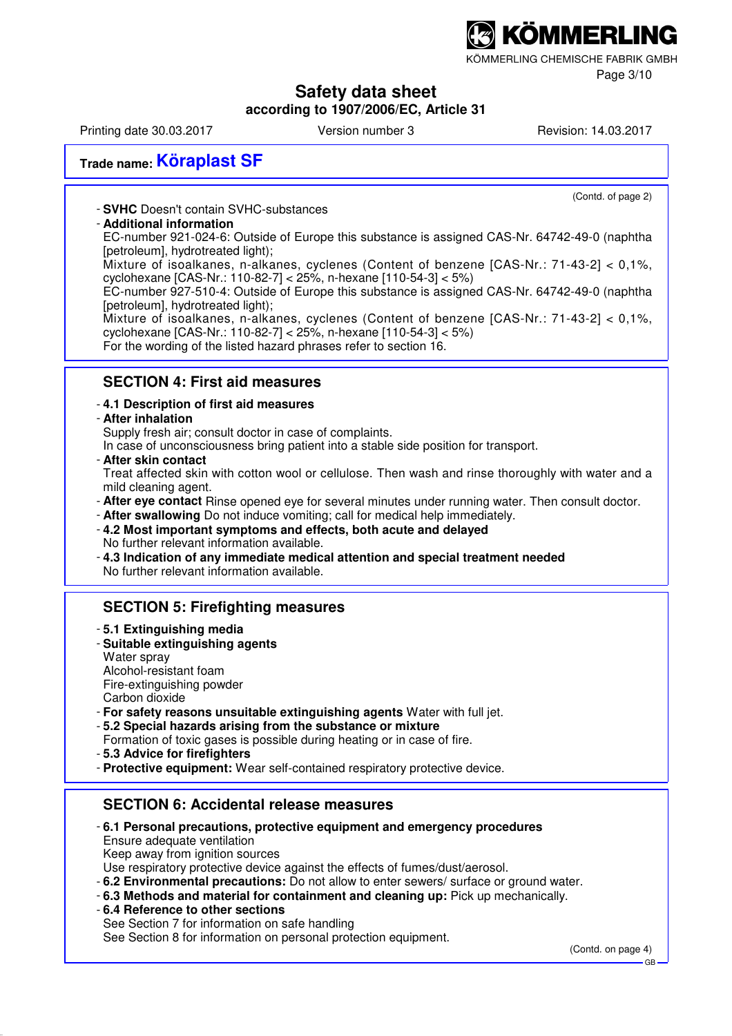(Contd. of page 2)

- **SVHC** Doesn't contain SVHC-substances
- **Additional information**
  EC-number 921-024-6: Outside of Europe this substance is assigned CAS-Nr. 64742-49-0 (naphtha [petroleum], hydrotreated light);
  Mixture of isoalkanes, n-alkanes, cyclenes (Content of benzene [CAS-Nr.: 71-43-2] < 0,1%, cyclohexane [CAS-Nr.: 110-82-7] < 25%, n-hexane [110-54-3] < 5%)
  EC-number 927-510-4: Outside of Europe this substance is assigned CAS-Nr. 64742-49-0 (naphtha [petroleum], hydrotreated light);
  Mixture of isoalkanes, n-alkanes, cyclenes (Content of benzene [CAS-Nr.: 71-43-2] < 0,1%, cyclohexane [CAS-Nr.: 110-82-7] < 25%, n-hexane [110-54-3] < 5%)
  For the wording of the listed hazard phrases refer to section 16.

## SECTION 4: First aid measures

- **4.1 Description of first aid measures**
- **After inhalation**
  Supply fresh air; consult doctor in case of complaints.
  In case of unconsciousness bring patient into a stable side position for transport.
- **After skin contact**
  Treat affected skin with cotton wool or cellulose. Then wash and rinse thoroughly with water and a mild cleaning agent.
- **After eye contact** Rinse opened eye for several minutes under running water. Then consult doctor.
- **After swallowing** Do not induce vomiting; call for medical help immediately.
- **4.2 Most important symptoms and effects, both acute and delayed**
  No further relevant information available.
- **4.3 Indication of any immediate medical attention and special treatment needed**
  No further relevant information available.

## SECTION 5: Firefighting measures

- **5.1 Extinguishing media**
- **Suitable extinguishing agents**
  Water spray
  Alcohol-resistant foam
  Fire-extinguishing powder
  Carbon dioxide
- **For safety reasons unsuitable extinguishing agents** Water with full jet.
- **5.2 Special hazards arising from the substance or mixture**
  Formation of toxic gases is possible during heating or in case of fire.
- **5.3 Advice for firefighters**
- **Protective equipment:** Wear self-contained respiratory protective device.

## SECTION 6: Accidental release measures

- **6.1 Personal precautions, protective equipment and emergency procedures**
  Ensure adequate ventilation
  Keep away from ignition sources
  Use respiratory protective device against the effects of fumes/dust/aerosol.
- **6.2 Environmental precautions:** Do not allow to enter sewers/ surface or ground water.
- **6.3 Methods and material for containment and cleaning up:** Pick up mechanically.
- **6.4 Reference to other sections**
  See Section 7 for information on safe handling
  See Section 8 for information on personal protection equipment.

(Contd. on page 4)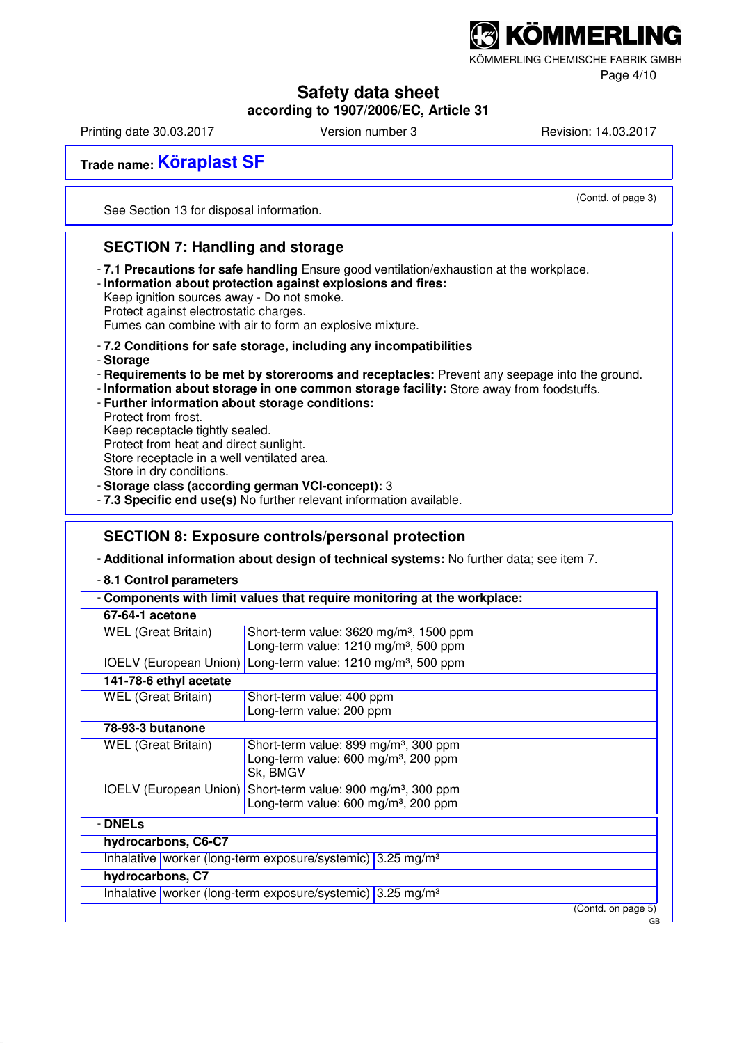**Trade name: Köraplast SF**

(Contd. of page 3)

See Section 13 for disposal information.

## SECTION 7: Handling and storage

- **7.1 Precautions for safe handling** Ensure good ventilation/exhaustion at the workplace.
- **Information about protection against explosions and fires:**
  Keep ignition sources away - Do not smoke.
  Protect against electrostatic charges.
  Fumes can combine with air to form an explosive mixture.
- **7.2 Conditions for safe storage, including any incompatibilities**
- **Storage**
- **Requirements to be met by storerooms and receptacles:** Prevent any seepage into the ground.
- **Information about storage in one common storage facility:** Store away from foodstuffs.
- **Further information about storage conditions:**
  Protect from frost.
  Keep receptacle tightly sealed.
  Protect from heat and direct sunlight.
  Store receptacle in a well ventilated area.
  Store in dry conditions.
- **Storage class (according german VCI-concept):** 3
- **7.3 Specific end use(s)** No further relevant information available.

## SECTION 8: Exposure controls/personal protection

- **Additional information about design of technical systems:** No further data; see item 7.
- **8.1 Control parameters**

| - **Components with limit values that require monitoring at the workplace:** | |
|---|---|
| **67-64-1 acetone** | |
| WEL (Great Britain) | Short-term value: 3620 mg/m³, 1500 ppm<br>Long-term value: 1210 mg/m³, 500 ppm |
| IOELV (European Union) | Long-term value: 1210 mg/m³, 500 ppm |
| **141-78-6 ethyl acetate** | |
| WEL (Great Britain) | Short-term value: 400 ppm<br>Long-term value: 200 ppm |
| **78-93-3 butanone** | |
| WEL (Great Britain) | Short-term value: 899 mg/m³, 300 ppm<br>Long-term value: 600 mg/m³, 200 ppm<br>Sk, BMGV |
| IOELV (European Union) | Short-term value: 900 mg/m³, 300 ppm<br>Long-term value: 600 mg/m³, 200 ppm |

| - **DNELs** | | |
|---|---|---|
| **hydrocarbons, C6-C7** | | |
| Inhalative | worker (long-term exposure/systemic) | 3.25 mg/m³ |
| **hydrocarbons, C7** | | |
| Inhalative | worker (long-term exposure/systemic) | 3.25 mg/m³ |

(Contd. on page 5)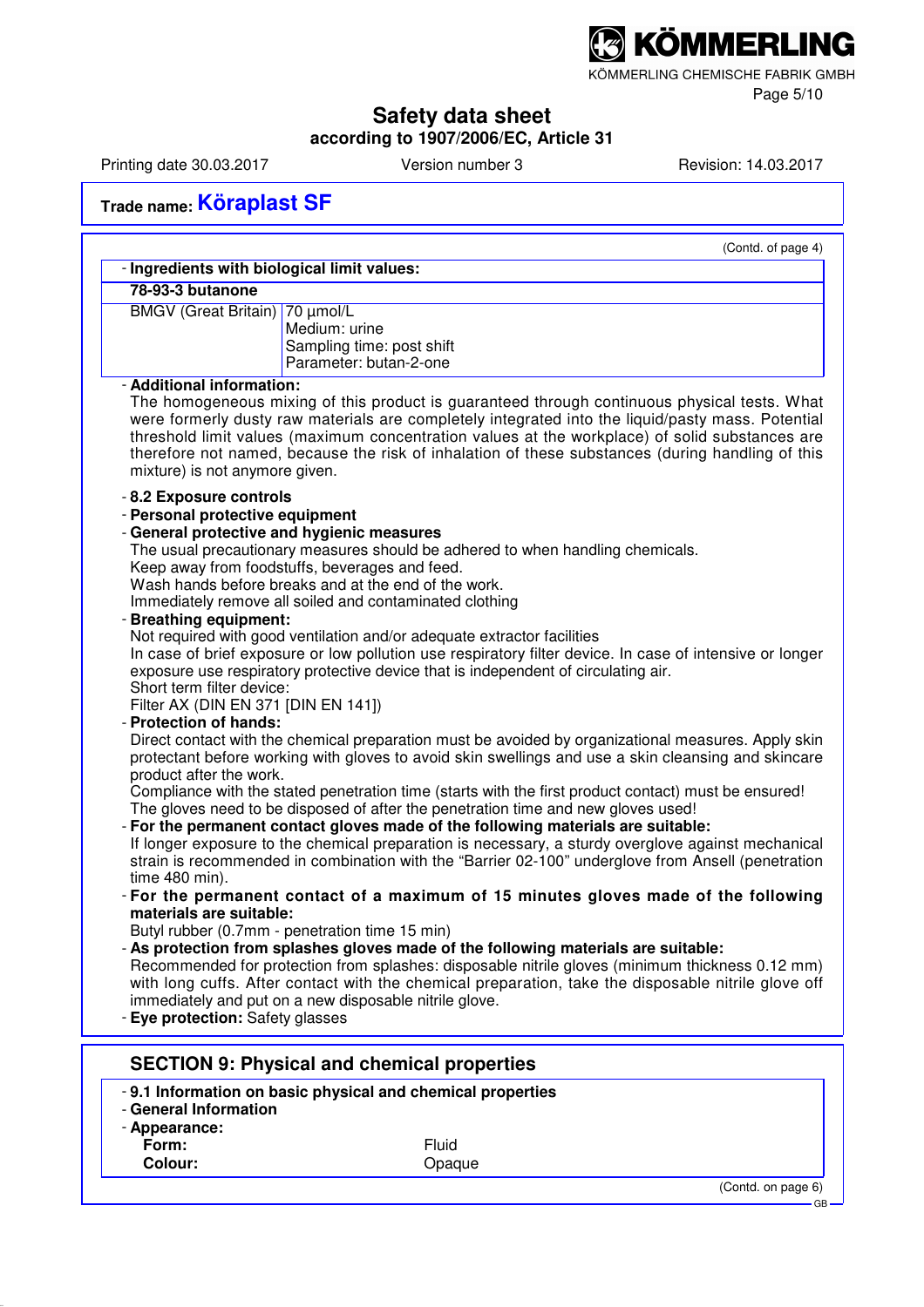## Trade name: Köraplast SF

(Contd. of page 4)

- **Ingredients with biological limit values:**

| **78-93-3 butanone** | |
|---|---|
| BMGV (Great Britain) | 70 µmol/L<br>Medium: urine<br>Sampling time: post shift<br>Parameter: butan-2-one |

- **Additional information:**
  The homogeneous mixing of this product is guaranteed through continuous physical tests. What were formerly dusty raw materials are completely integrated into the liquid/pasty mass. Potential threshold limit values (maximum concentration values at the workplace) of solid substances are therefore not named, because the risk of inhalation of these substances (during handling of this mixture) is not anymore given.

- **8.2 Exposure controls**
- **Personal protective equipment**
- **General protective and hygienic measures**
  The usual precautionary measures should be adhered to when handling chemicals.
  Keep away from foodstuffs, beverages and feed.
  Wash hands before breaks and at the end of the work.
  Immediately remove all soiled and contaminated clothing
- **Breathing equipment:**
  Not required with good ventilation and/or adequate extractor facilities
  In case of brief exposure or low pollution use respiratory filter device. In case of intensive or longer exposure use respiratory protective device that is independent of circulating air.
  Short term filter device:
  Filter AX (DIN EN 371 [DIN EN 141])
- **Protection of hands:**
  Direct contact with the chemical preparation must be avoided by organizational measures. Apply skin protectant before working with gloves to avoid skin swellings and use a skin cleansing and skincare product after the work.
  Compliance with the stated penetration time (starts with the first product contact) must be ensured!
  The gloves need to be disposed of after the penetration time and new gloves used!
- **For the permanent contact gloves made of the following materials are suitable:**
  If longer exposure to the chemical preparation is necessary, a sturdy overglove against mechanical strain is recommended in combination with the "Barrier 02-100" underglove from Ansell (penetration time 480 min).
- **For the permanent contact of a maximum of 15 minutes gloves made of the following materials are suitable:**
  Butyl rubber (0.7mm - penetration time 15 min)
- **As protection from splashes gloves made of the following materials are suitable:**
  Recommended for protection from splashes: disposable nitrile gloves (minimum thickness 0.12 mm) with long cuffs. After contact with the chemical preparation, take the disposable nitrile glove off immediately and put on a new disposable nitrile glove.
- **Eye protection:** Safety glasses

## SECTION 9: Physical and chemical properties

- **9.1 Information on basic physical and chemical properties**
- **General Information**
- **Appearance:**

| | |
|---|---|
| **Form:** | Fluid |
| **Colour:** | Opaque |

(Contd. on page 6)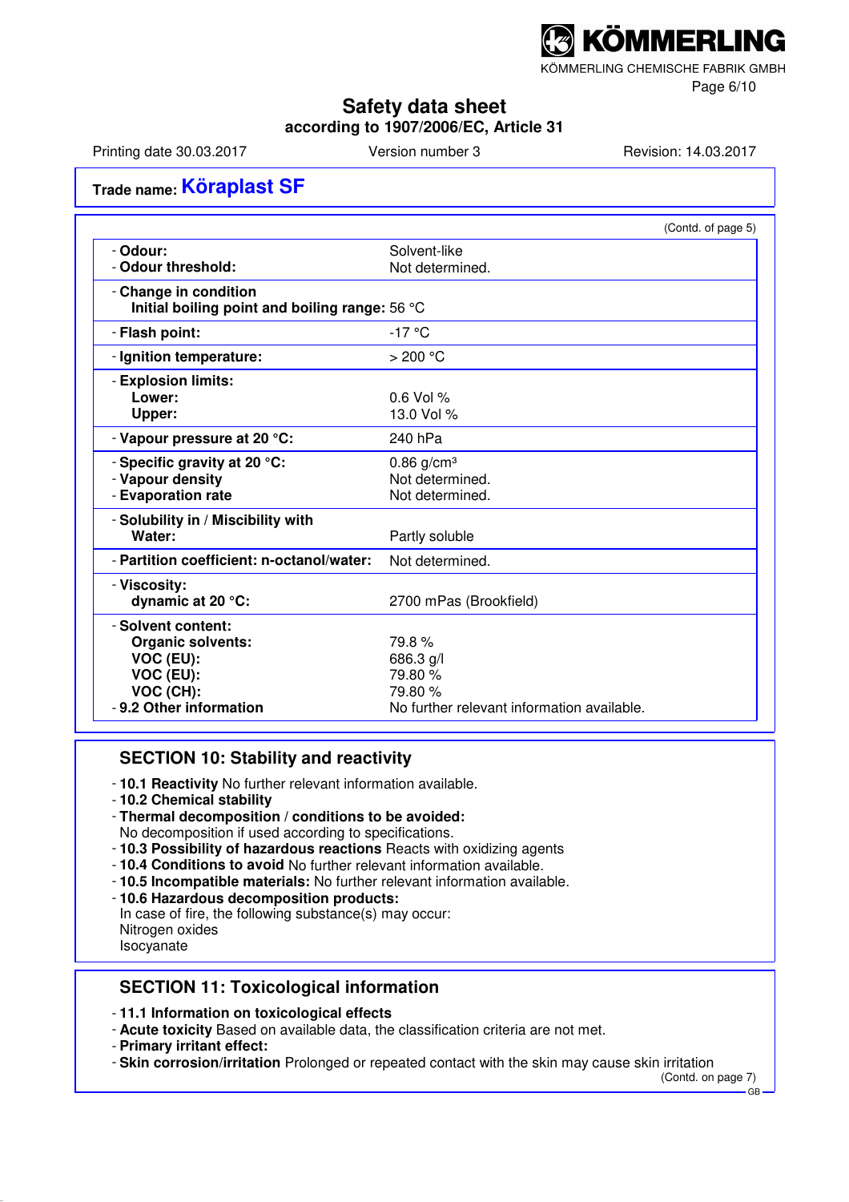**Trade name: Köraplast SF**

(Contd. of page 5)

| | |
|---|---|
| - **Odour:** | Solvent-like |
| - **Odour threshold:** | Not determined. |
| - **Change in condition** **Initial boiling point and boiling range:** | 56 °C |
| - **Flash point:** | -17 °C |
| - **Ignition temperature:** | > 200 °C |
| - **Explosion limits:** | |
| **Lower:** | 0.6 Vol % |
| **Upper:** | 13.0 Vol % |
| - **Vapour pressure at 20 °C:** | 240 hPa |
| - **Specific gravity at 20 °C:** | 0.86 g/cm³ |
| - **Vapour density** | Not determined. |
| - **Evaporation rate** | Not determined. |
| - **Solubility in / Miscibility with** **Water:** | Partly soluble |
| - **Partition coefficient: n-octanol/water:** | Not determined. |
| - **Viscosity:** **dynamic at 20 °C:** | 2700 mPas (Brookfield) |
| - **Solvent content:** | |
| **Organic solvents:** | 79.8 % |
| **VOC (EU):** | 686.3 g/l |
| **VOC (EU):** | 79.80 % |
| **VOC (CH):** | 79.80 % |
| - **9.2 Other information** | No further relevant information available. |

## SECTION 10: Stability and reactivity

- **10.1 Reactivity** No further relevant information available.
- **10.2 Chemical stability**
- **Thermal decomposition / conditions to be avoided:**
  No decomposition if used according to specifications.
- **10.3 Possibility of hazardous reactions** Reacts with oxidizing agents
- **10.4 Conditions to avoid** No further relevant information available.
- **10.5 Incompatible materials:** No further relevant information available.
- **10.6 Hazardous decomposition products:**
  In case of fire, the following substance(s) may occur:
  Nitrogen oxides
  Isocyanate

## SECTION 11: Toxicological information

- **11.1 Information on toxicological effects**
- **Acute toxicity** Based on available data, the classification criteria are not met.
- **Primary irritant effect:**
- **Skin corrosion/irritation** Prolonged or repeated contact with the skin may cause skin irritation

(Contd. on page 7)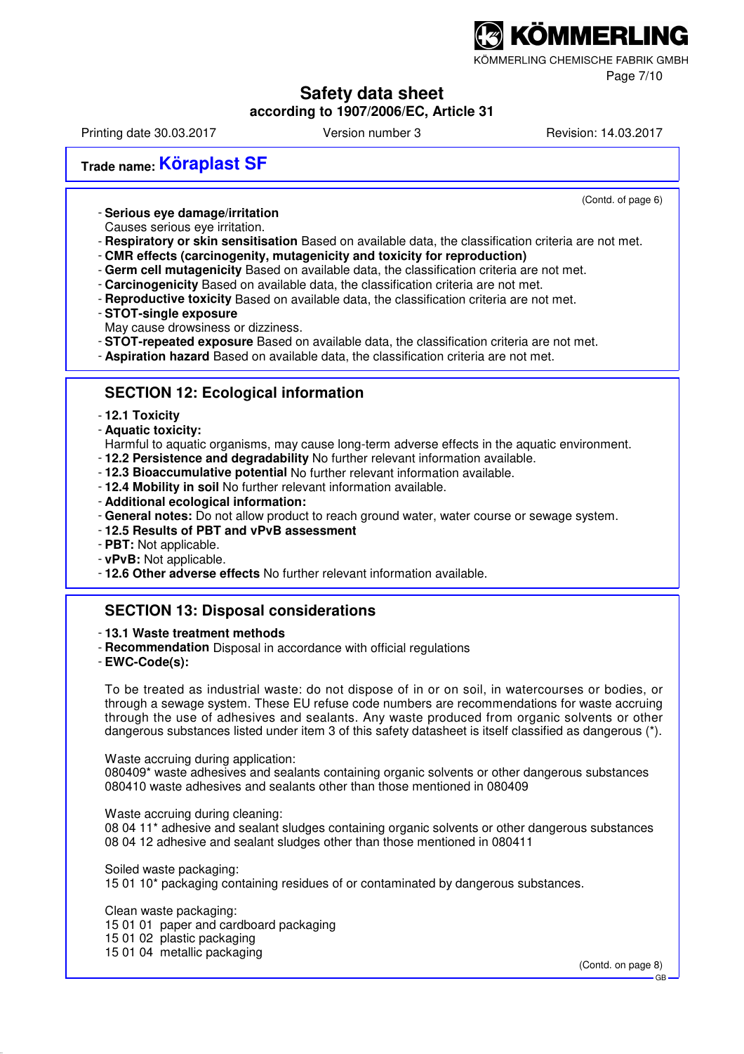**Trade name: Köraplast SF**

(Contd. of page 6)

- **Serious eye damage/irritation**
  Causes serious eye irritation.
- **Respiratory or skin sensitisation** Based on available data, the classification criteria are not met.
- **CMR effects (carcinogenity, mutagenicity and toxicity for reproduction)**
- **Germ cell mutagenicity** Based on available data, the classification criteria are not met.
- **Carcinogenicity** Based on available data, the classification criteria are not met.
- **Reproductive toxicity** Based on available data, the classification criteria are not met.
- **STOT-single exposure**
  May cause drowsiness or dizziness.
- **STOT-repeated exposure** Based on available data, the classification criteria are not met.
- **Aspiration hazard** Based on available data, the classification criteria are not met.

## SECTION 12: Ecological information

- **12.1 Toxicity**
- **Aquatic toxicity:**
  Harmful to aquatic organisms, may cause long-term adverse effects in the aquatic environment.
- **12.2 Persistence and degradability** No further relevant information available.
- **12.3 Bioaccumulative potential** No further relevant information available.
- **12.4 Mobility in soil** No further relevant information available.
- **Additional ecological information:**
- **General notes:** Do not allow product to reach ground water, water course or sewage system.
- **12.5 Results of PBT and vPvB assessment**
- **PBT:** Not applicable.
- **vPvB:** Not applicable.
- **12.6 Other adverse effects** No further relevant information available.

## SECTION 13: Disposal considerations

- **13.1 Waste treatment methods**
- **Recommendation** Disposal in accordance with official regulations
- **EWC-Code(s):**

To be treated as industrial waste: do not dispose of in or on soil, in watercourses or bodies, or through a sewage system. These EU refuse code numbers are recommendations for waste accruing through the use of adhesives and sealants. Any waste produced from organic solvents or other dangerous substances listed under item 3 of this safety datasheet is itself classified as dangerous (*).

Waste accruing during application:
080409* waste adhesives and sealants containing organic solvents or other dangerous substances
080410 waste adhesives and sealants other than those mentioned in 080409

Waste accruing during cleaning:
08 04 11* adhesive and sealant sludges containing organic solvents or other dangerous substances
08 04 12 adhesive and sealant sludges other than those mentioned in 080411

Soiled waste packaging:
15 01 10* packaging containing residues of or contaminated by dangerous substances.

Clean waste packaging:
15 01 01 paper and cardboard packaging
15 01 02 plastic packaging
15 01 04 metallic packaging

(Contd. on page 8)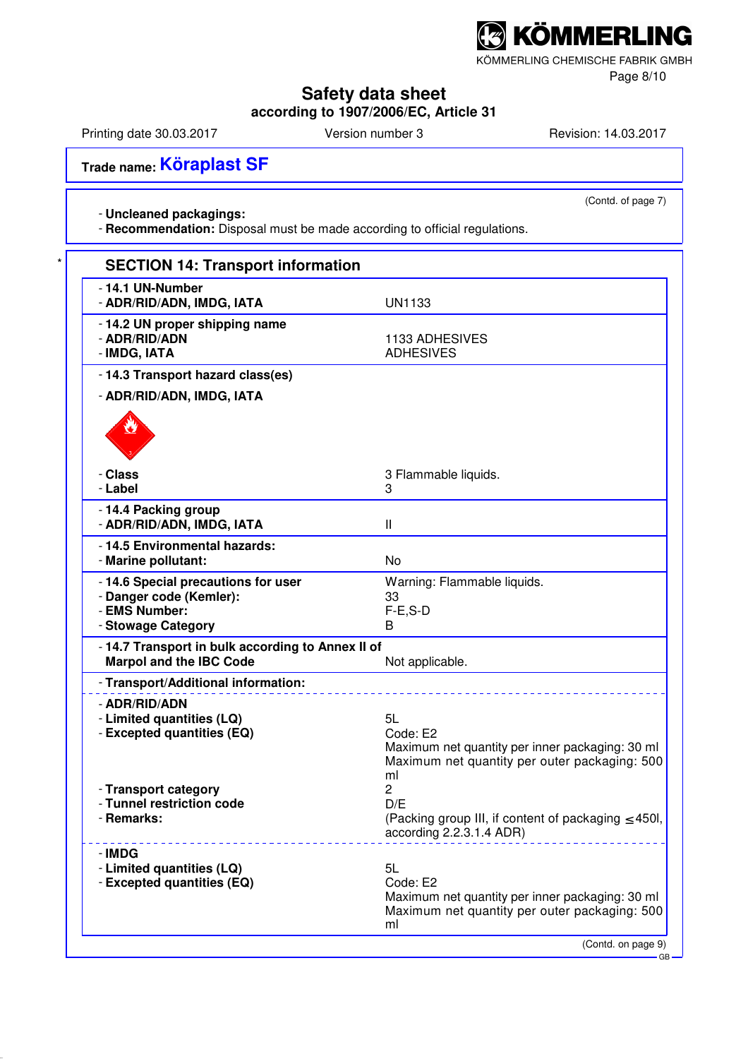Trade name: **Köraplast SF**

(Contd. of page 7)

- **Uncleaned packagings:**
- **Recommendation:** Disposal must be made according to official regulations.

## SECTION 14: Transport information

| | |
|---|---|
| - **14.1 UN-Number** | |
| - **ADR/RID/ADN, IMDG, IATA** | UN1133 |
| - **14.2 UN proper shipping name** | |
| - **ADR/RID/ADN** | 1133 ADHESIVES |
| - **IMDG, IATA** | ADHESIVES |
| - **14.3 Transport hazard class(es)** | |
| - **ADR/RID/ADN, IMDG, IATA** | |
| - **Class** | 3 Flammable liquids. |
| - **Label** | 3 |
| - **14.4 Packing group** | |
| - **ADR/RID/ADN, IMDG, IATA** | II |
| - **14.5 Environmental hazards:** | |
| - **Marine pollutant:** | No |
| - **14.6 Special precautions for user** | Warning: Flammable liquids. |
| - **Danger code (Kemler):** | 33 |
| - **EMS Number:** | F-E,S-D |
| - **Stowage Category** | B |
| - **14.7 Transport in bulk according to Annex II of Marpol and the IBC Code** | Not applicable. |
| - **Transport/Additional information:** | |
| - **ADR/RID/ADN** | |
| - **Limited quantities (LQ)** | 5L |
| - **Excepted quantities (EQ)** | Code: E2<br>Maximum net quantity per inner packaging: 30 ml<br>Maximum net quantity per outer packaging: 500 ml |
| - **Transport category** | 2 |
| - **Tunnel restriction code** | D/E |
| - **Remarks:** | (Packing group III, if content of packaging ≤450l, according 2.2.3.1.4 ADR) |
| - **IMDG** | |
| - **Limited quantities (LQ)** | 5L |
| - **Excepted quantities (EQ)** | Code: E2<br>Maximum net quantity per inner packaging: 30 ml<br>Maximum net quantity per outer packaging: 500 ml |

(Contd. on page 9)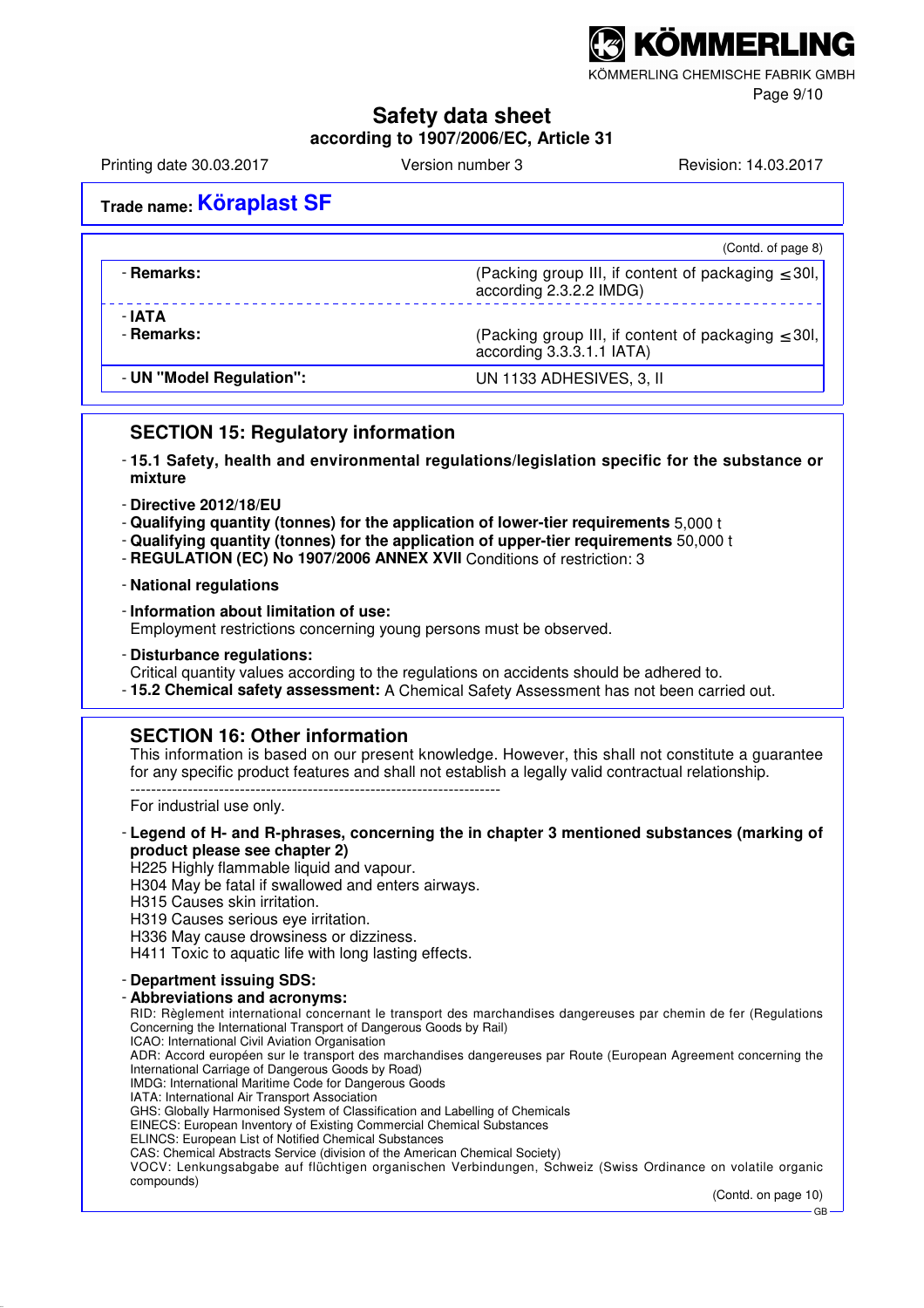**Trade name: Köraplast SF**

(Contd. of page 8)

| | |
|---|---|
| - **Remarks:** | (Packing group III, if content of packaging ≤30l, according 2.3.2.2 IMDG) |
| - **IATA** | |
| - **Remarks:** | (Packing group III, if content of packaging ≤30l, according 3.3.3.1.1 IATA) |
| - **UN "Model Regulation":** | UN 1133 ADHESIVES, 3, II |

## SECTION 15: Regulatory information

- **15.1 Safety, health and environmental regulations/legislation specific for the substance or mixture**
- **Directive 2012/18/EU**
- **Qualifying quantity (tonnes) for the application of lower-tier requirements** 5,000 t
- **Qualifying quantity (tonnes) for the application of upper-tier requirements** 50,000 t
- **REGULATION (EC) No 1907/2006 ANNEX XVII** Conditions of restriction: 3
- **National regulations**
- **Information about limitation of use:**
  Employment restrictions concerning young persons must be observed.
- **Disturbance regulations:**
  Critical quantity values according to the regulations on accidents should be adhered to.
- **15.2 Chemical safety assessment:** A Chemical Safety Assessment has not been carried out.

## SECTION 16: Other information

This information is based on our present knowledge. However, this shall not constitute a guarantee for any specific product features and shall not establish a legally valid contractual relationship.

------------------------------------------------------------------------

For industrial use only.

- **Legend of H- and R-phrases, concerning the in chapter 3 mentioned substances (marking of product please see chapter 2)**
  H225 Highly flammable liquid and vapour.
  H304 May be fatal if swallowed and enters airways.
  H315 Causes skin irritation.
  H319 Causes serious eye irritation.
  H336 May cause drowsiness or dizziness.
  H411 Toxic to aquatic life with long lasting effects.
- **Department issuing SDS:**
- **Abbreviations and acronyms:**
  RID: Règlement international concernant le transport des marchandises dangereuses par chemin de fer (Regulations Concerning the International Transport of Dangerous Goods by Rail)
  ICAO: International Civil Aviation Organisation
  ADR: Accord européen sur le transport des marchandises dangereuses par Route (European Agreement concerning the International Carriage of Dangerous Goods by Road)
  IMDG: International Maritime Code for Dangerous Goods
  IATA: International Air Transport Association
  GHS: Globally Harmonised System of Classification and Labelling of Chemicals
  EINECS: European Inventory of Existing Commercial Chemical Substances
  ELINCS: European List of Notified Chemical Substances
  CAS: Chemical Abstracts Service (division of the American Chemical Society)
  VOCV: Lenkungsabgabe auf flüchtigen organischen Verbindungen, Schweiz (Swiss Ordinance on volatile organic compounds)

(Contd. on page 10)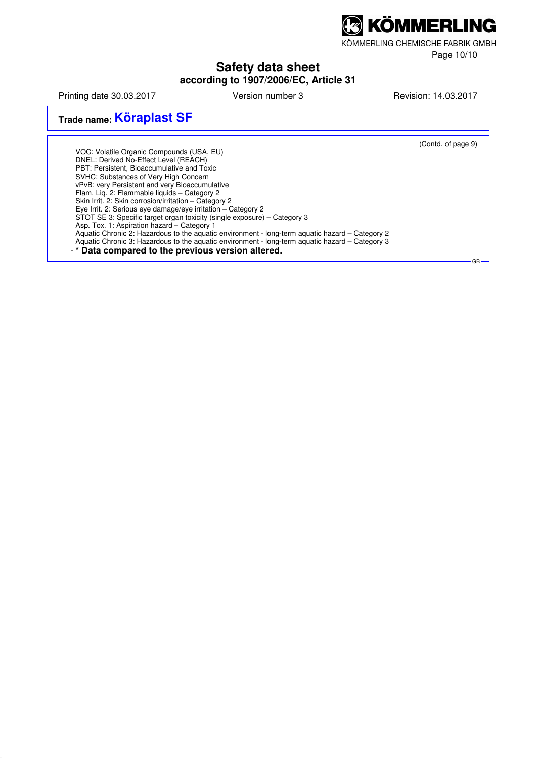## Trade name: Köraplast SF

(Contd. of page 9)

VOC: Volatile Organic Compounds (USA, EU)
DNEL: Derived No-Effect Level (REACH)
PBT: Persistent, Bioaccumulative and Toxic
SVHC: Substances of Very High Concern
vPvB: very Persistent and very Bioaccumulative
Flam. Liq. 2: Flammable liquids – Category 2
Skin Irrit. 2: Skin corrosion/irritation – Category 2
Eye Irrit. 2: Serious eye damage/eye irritation – Category 2
STOT SE 3: Specific target organ toxicity (single exposure) – Category 3
Asp. Tox. 1: Aspiration hazard – Category 1
Aquatic Chronic 2: Hazardous to the aquatic environment - long-term aquatic hazard – Category 2
Aquatic Chronic 3: Hazardous to the aquatic environment - long-term aquatic hazard – Category 3

- **\* Data compared to the previous version altered.**